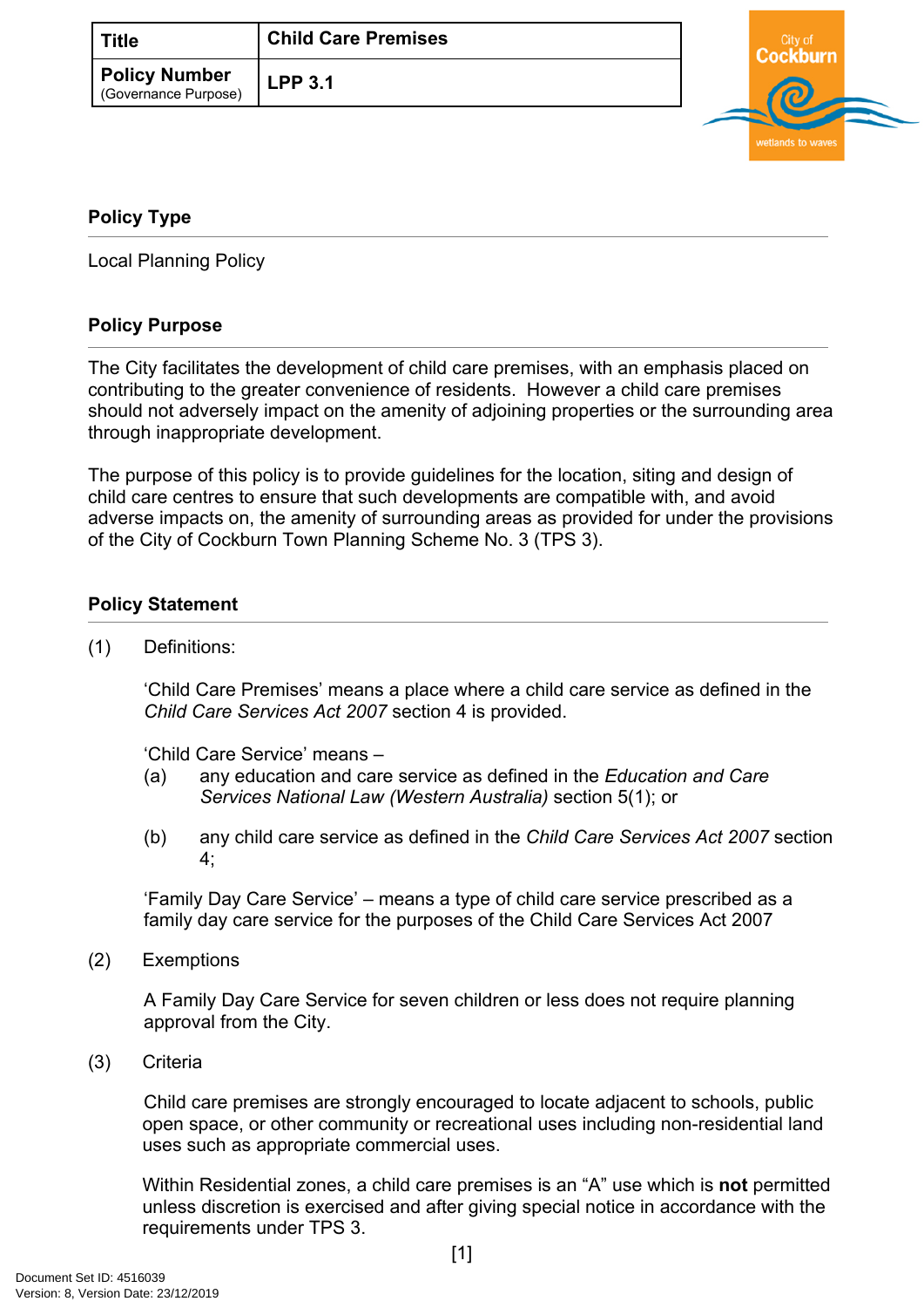| Title | Child Care Premises |
| --- | --- |
| **Policy Number** (Governance Purpose) | **LPP 3.1** |

## Policy Type

Local Planning Policy

## Policy Purpose

The City facilitates the development of child care premises, with an emphasis placed on contributing to the greater convenience of residents. However a child care premises should not adversely impact on the amenity of adjoining properties or the surrounding area through inappropriate development.

The purpose of this policy is to provide guidelines for the location, siting and design of child care centres to ensure that such developments are compatible with, and avoid adverse impacts on, the amenity of surrounding areas as provided for under the provisions of the City of Cockburn Town Planning Scheme No. 3 (TPS 3).

## Policy Statement

(1) Definitions:

'Child Care Premises' means a place where a child care service as defined in the *Child Care Services Act 2007* section 4 is provided.

'Child Care Service' means –

(a) any education and care service as defined in the *Education and Care Services National Law (Western Australia)* section 5(1); or

(b) any child care service as defined in the *Child Care Services Act 2007* section 4;

'Family Day Care Service' – means a type of child care service prescribed as a family day care service for the purposes of the Child Care Services Act 2007

(2) Exemptions

A Family Day Care Service for seven children or less does not require planning approval from the City.

(3) Criteria

Child care premises are strongly encouraged to locate adjacent to schools, public open space, or other community or recreational uses including non-residential land uses such as appropriate commercial uses.

Within Residential zones, a child care premises is an "A" use which is **not** permitted unless discretion is exercised and after giving special notice in accordance with the requirements under TPS 3.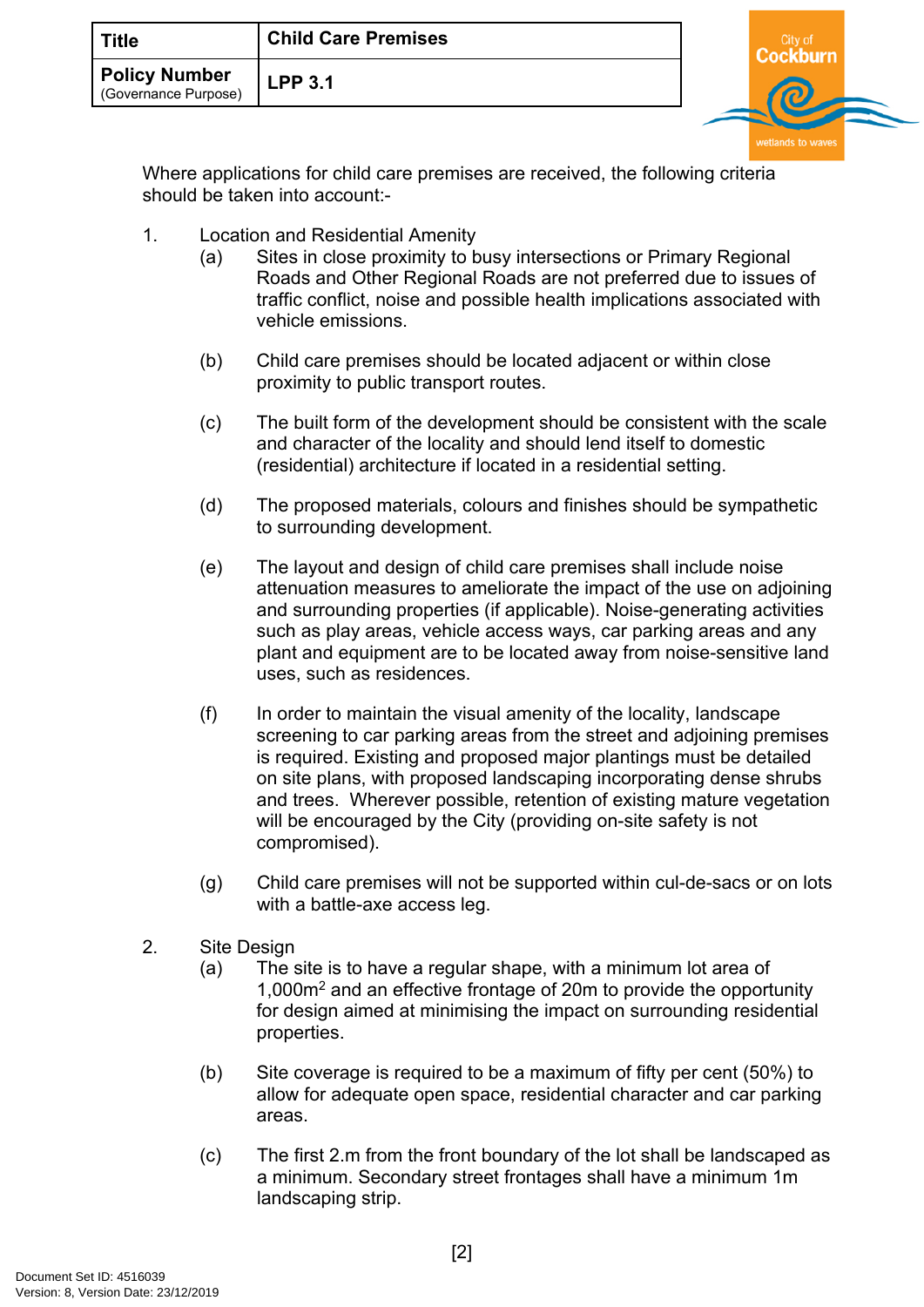| Title | Child Care Premises |
| --- | --- |
| Policy Number (Governance Purpose) | LPP 3.1 |

Where applications for child care premises are received, the following criteria should be taken into account:-

1. Location and Residential Amenity
   - (a) Sites in close proximity to busy intersections or Primary Regional Roads and Other Regional Roads are not preferred due to issues of traffic conflict, noise and possible health implications associated with vehicle emissions.
   - (b) Child care premises should be located adjacent or within close proximity to public transport routes.
   - (c) The built form of the development should be consistent with the scale and character of the locality and should lend itself to domestic (residential) architecture if located in a residential setting.
   - (d) The proposed materials, colours and finishes should be sympathetic to surrounding development.
   - (e) The layout and design of child care premises shall include noise attenuation measures to ameliorate the impact of the use on adjoining and surrounding properties (if applicable). Noise-generating activities such as play areas, vehicle access ways, car parking areas and any plant and equipment are to be located away from noise-sensitive land uses, such as residences.
   - (f) In order to maintain the visual amenity of the locality, landscape screening to car parking areas from the street and adjoining premises is required. Existing and proposed major plantings must be detailed on site plans, with proposed landscaping incorporating dense shrubs and trees. Wherever possible, retention of existing mature vegetation will be encouraged by the City (providing on-site safety is not compromised).
   - (g) Child care premises will not be supported within cul-de-sacs or on lots with a battle-axe access leg.

2. Site Design
   - (a) The site is to have a regular shape, with a minimum lot area of 1,000m$^2$ and an effective frontage of 20m to provide the opportunity for design aimed at minimising the impact on surrounding residential properties.
   - (b) Site coverage is required to be a maximum of fifty per cent (50%) to allow for adequate open space, residential character and car parking areas.
   - (c) The first 2.m from the front boundary of the lot shall be landscaped as a minimum. Secondary street frontages shall have a minimum 1m landscaping strip.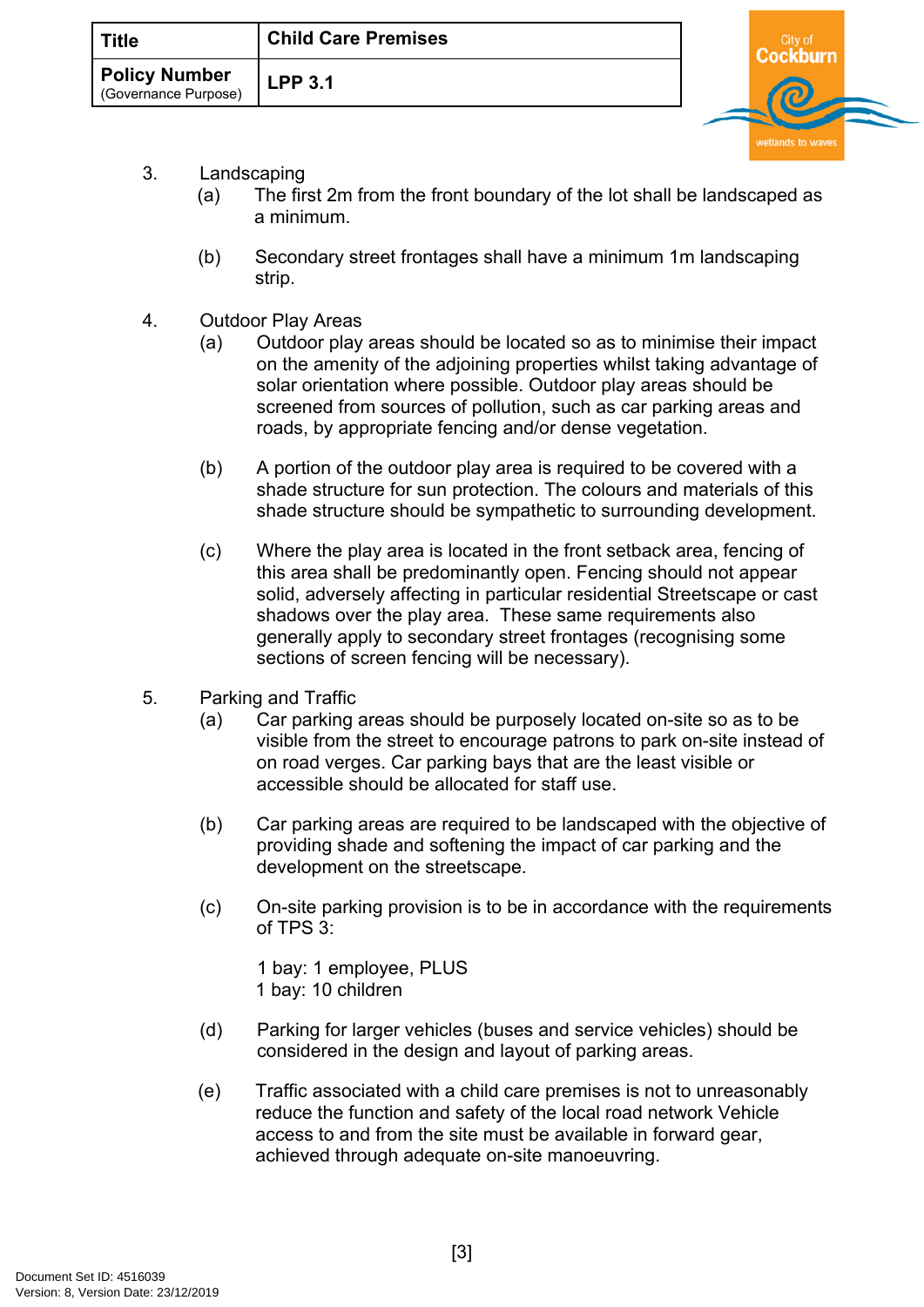3. Landscaping
   (a) The first 2m from the front boundary of the lot shall be landscaped as a minimum.

   (b) Secondary street frontages shall have a minimum 1m landscaping strip.

4. Outdoor Play Areas
   (a) Outdoor play areas should be located so as to minimise their impact on the amenity of the adjoining properties whilst taking advantage of solar orientation where possible. Outdoor play areas should be screened from sources of pollution, such as car parking areas and roads, by appropriate fencing and/or dense vegetation.

   (b) A portion of the outdoor play area is required to be covered with a shade structure for sun protection. The colours and materials of this shade structure should be sympathetic to surrounding development.

   (c) Where the play area is located in the front setback area, fencing of this area shall be predominantly open. Fencing should not appear solid, adversely affecting in particular residential Streetscape or cast shadows over the play area. These same requirements also generally apply to secondary street frontages (recognising some sections of screen fencing will be necessary).

5. Parking and Traffic
   (a) Car parking areas should be purposely located on-site so as to be visible from the street to encourage patrons to park on-site instead of on road verges. Car parking bays that are the least visible or accessible should be allocated for staff use.

   (b) Car parking areas are required to be landscaped with the objective of providing shade and softening the impact of car parking and the development on the streetscape.

   (c) On-site parking provision is to be in accordance with the requirements of TPS 3:

       1 bay: 1 employee, PLUS
       1 bay: 10 children

   (d) Parking for larger vehicles (buses and service vehicles) should be considered in the design and layout of parking areas.

   (e) Traffic associated with a child care premises is not to unreasonably reduce the function and safety of the local road network Vehicle access to and from the site must be available in forward gear, achieved through adequate on-site manoeuvring.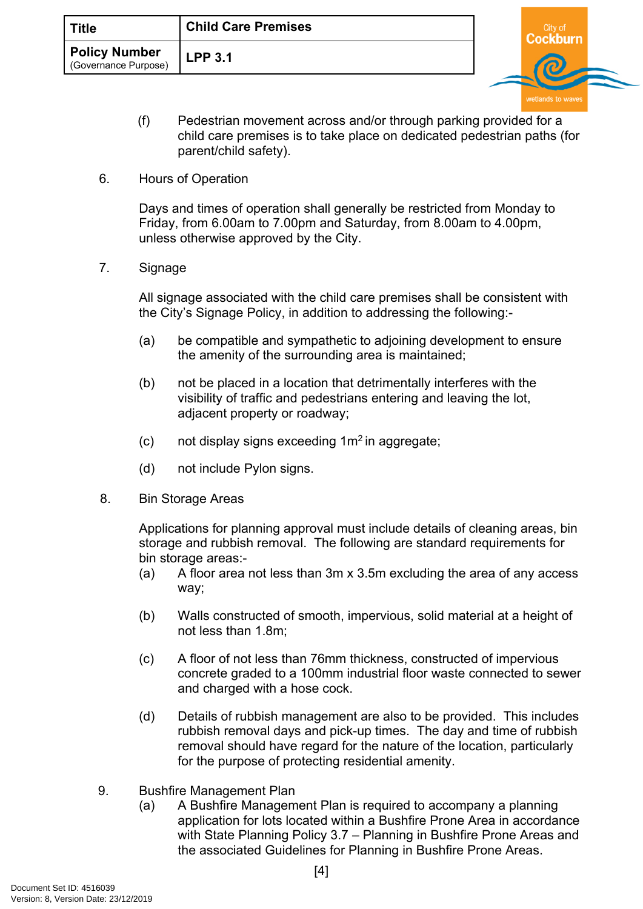(f) Pedestrian movement across and/or through parking provided for a child care premises is to take place on dedicated pedestrian paths (for parent/child safety).

6. Hours of Operation

Days and times of operation shall generally be restricted from Monday to Friday, from 6.00am to 7.00pm and Saturday, from 8.00am to 4.00pm, unless otherwise approved by the City.

7. Signage

All signage associated with the child care premises shall be consistent with the City's Signage Policy, in addition to addressing the following:-

(a) be compatible and sympathetic to adjoining development to ensure the amenity of the surrounding area is maintained;

(b) not be placed in a location that detrimentally interferes with the visibility of traffic and pedestrians entering and leaving the lot, adjacent property or roadway;

(c) not display signs exceeding $1m^2$ in aggregate;

(d) not include Pylon signs.

8. Bin Storage Areas

Applications for planning approval must include details of cleaning areas, bin storage and rubbish removal. The following are standard requirements for bin storage areas:-

(a) A floor area not less than 3m x 3.5m excluding the area of any access way;

(b) Walls constructed of smooth, impervious, solid material at a height of not less than 1.8m;

(c) A floor of not less than 76mm thickness, constructed of impervious concrete graded to a 100mm industrial floor waste connected to sewer and charged with a hose cock.

(d) Details of rubbish management are also to be provided. This includes rubbish removal days and pick-up times. The day and time of rubbish removal should have regard for the nature of the location, particularly for the purpose of protecting residential amenity.

9. Bushfire Management Plan

(a) A Bushfire Management Plan is required to accompany a planning application for lots located within a Bushfire Prone Area in accordance with State Planning Policy 3.7 – Planning in Bushfire Prone Areas and the associated Guidelines for Planning in Bushfire Prone Areas.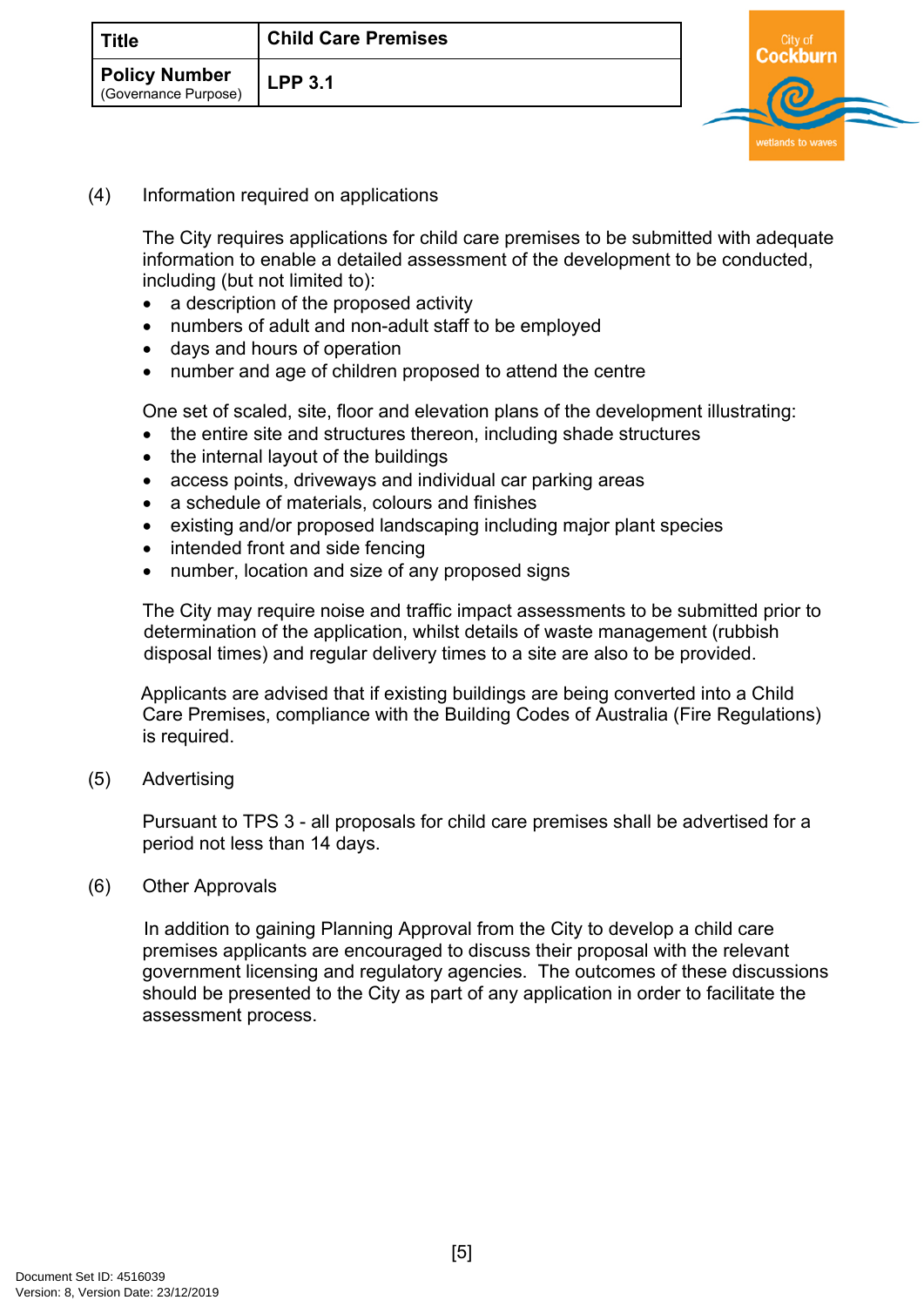(4) Information required on applications

The City requires applications for child care premises to be submitted with adequate information to enable a detailed assessment of the development to be conducted, including (but not limited to):

- a description of the proposed activity
- numbers of adult and non-adult staff to be employed
- days and hours of operation
- number and age of children proposed to attend the centre

One set of scaled, site, floor and elevation plans of the development illustrating:

- the entire site and structures thereon, including shade structures
- the internal layout of the buildings
- access points, driveways and individual car parking areas
- a schedule of materials, colours and finishes
- existing and/or proposed landscaping including major plant species
- intended front and side fencing
- number, location and size of any proposed signs

The City may require noise and traffic impact assessments to be submitted prior to determination of the application, whilst details of waste management (rubbish disposal times) and regular delivery times to a site are also to be provided.

Applicants are advised that if existing buildings are being converted into a Child Care Premises, compliance with the Building Codes of Australia (Fire Regulations) is required.

(5) Advertising

Pursuant to TPS 3 - all proposals for child care premises shall be advertised for a period not less than 14 days.

(6) Other Approvals

In addition to gaining Planning Approval from the City to develop a child care premises applicants are encouraged to discuss their proposal with the relevant government licensing and regulatory agencies. The outcomes of these discussions should be presented to the City as part of any application in order to facilitate the assessment process.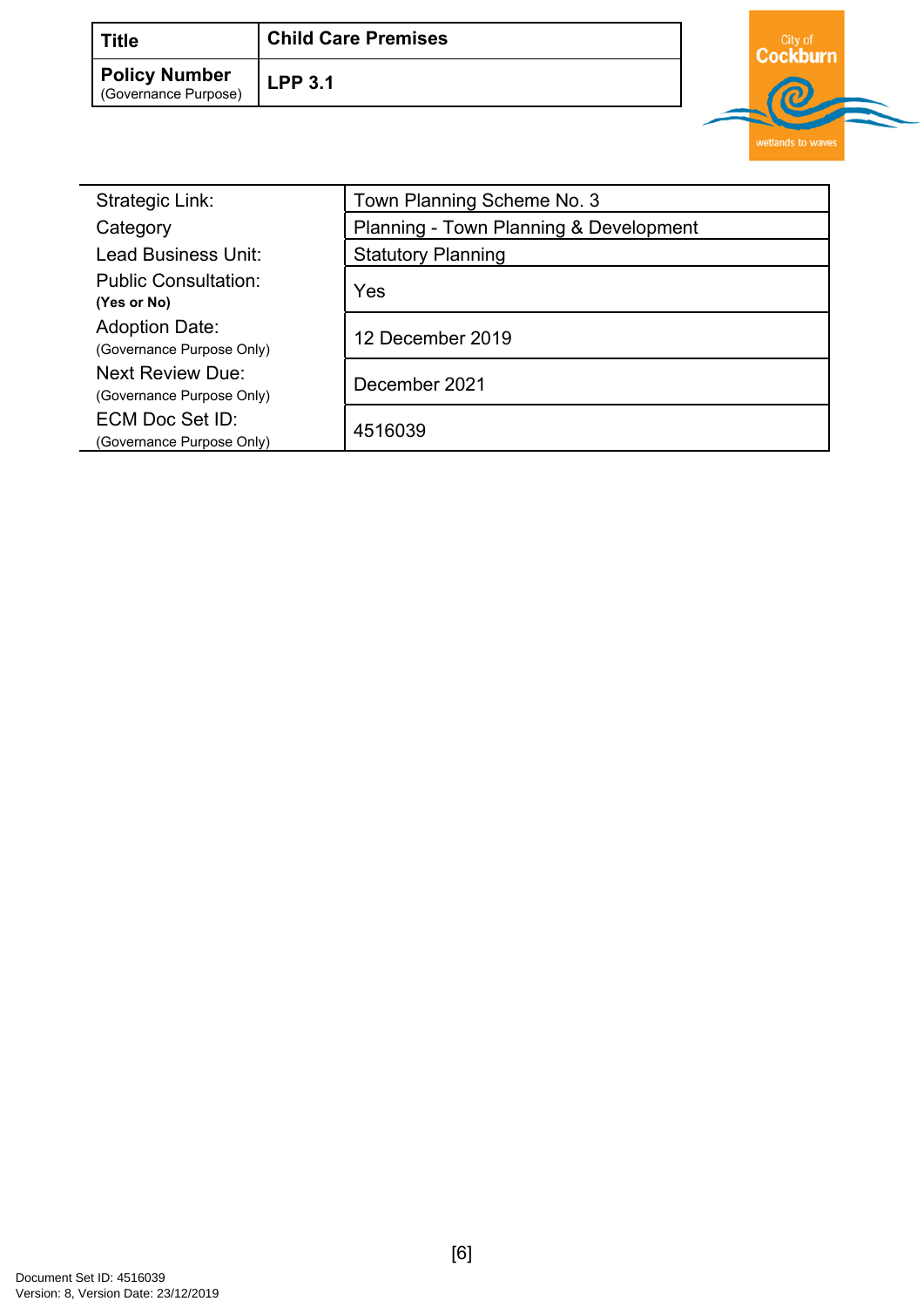| | |
|---|---|
| **Title** | **Child Care Premises** |
| **Policy Number** (Governance Purpose) | **LPP 3.1** |

| | |
|---|---|
| Strategic Link: | Town Planning Scheme No. 3 |
| Category | Planning - Town Planning & Development |
| Lead Business Unit: | Statutory Planning |
| Public Consultation: **(Yes or No)** | Yes |
| Adoption Date: (Governance Purpose Only) | 12 December 2019 |
| Next Review Due: (Governance Purpose Only) | December 2021 |
| ECM Doc Set ID: (Governance Purpose Only) | 4516039 |

Document Set ID: 4516039
Version: 8, Version Date: 23/12/2019